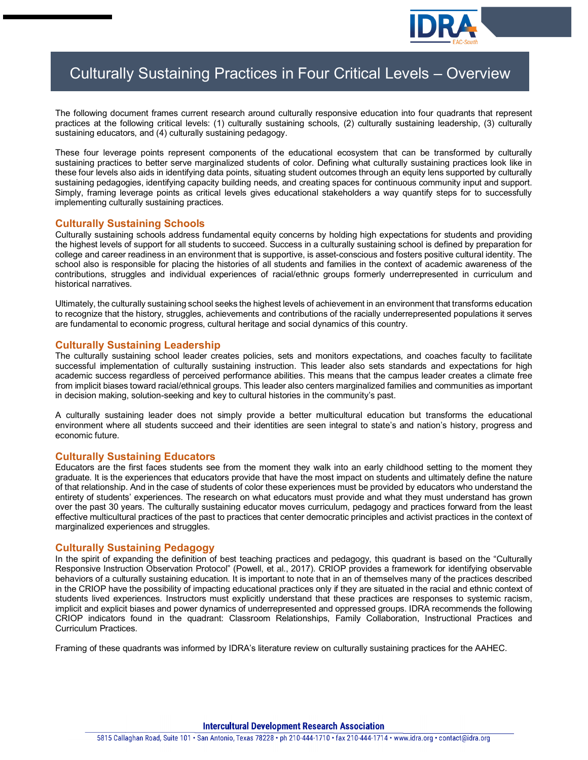# Culturally Sustaining Practices in Four Critical Levels – Overview

The following document frames current research around culturally responsive education into four quadrants that represent practices at the following critical levels: (1) culturally sustaining schools, (2) culturally sustaining leadership, (3) culturally sustaining educators, and (4) culturally sustaining pedagogy.

These four leverage points represent components of the educational ecosystem that can be transformed by culturally sustaining practices to better serve marginalized students of color. Defining what culturally sustaining practices look like in these four levels also aids in identifying data points, situating student outcomes through an equity lens supported by culturally sustaining pedagogies, identifying capacity building needs, and creating spaces for continuous community input and support. Simply, framing leverage points as critical levels gives educational stakeholders a way quantify steps for to successfully implementing culturally sustaining practices.

## Culturally Sustaining Schools

Culturally sustaining schools address fundamental equity concerns by holding high expectations for students and providing the highest levels of support for all students to succeed. Success in a culturally sustaining school is defined by preparation for college and career readiness in an environment that is supportive, is asset-conscious and fosters positive cultural identity. The school also is responsible for placing the histories of all students and families in the context of academic awareness of the contributions, struggles and individual experiences of racial/ethnic groups formerly underrepresented in curriculum and historical narratives.

Ultimately, the culturally sustaining school seeks the highest levels of achievement in an environment that transforms education to recognize that the history, struggles, achievements and contributions of the racially underrepresented populations it serves are fundamental to economic progress, cultural heritage and social dynamics of this country.

## Culturally Sustaining Leadership

The culturally sustaining school leader creates policies, sets and monitors expectations, and coaches faculty to facilitate successful implementation of culturally sustaining instruction. This leader also sets standards and expectations for high academic success regardless of perceived performance abilities. This means that the campus leader creates a climate free from implicit biases toward racial/ethnical groups. This leader also centers marginalized families and communities as important in decision making, solution-seeking and key to cultural histories in the community's past.

A culturally sustaining leader does not simply provide a better multicultural education but transforms the educational environment where all students succeed and their identities are seen integral to state's and nation's history, progress and economic future.

## Culturally Sustaining Educators

Educators are the first faces students see from the moment they walk into an early childhood setting to the moment they graduate. It is the experiences that educators provide that have the most impact on students and ultimately define the nature of that relationship. And in the case of students of color these experiences must be provided by educators who understand the entirety of students' experiences. The research on what educators must provide and what they must understand has grown over the past 30 years. The culturally sustaining educator moves curriculum, pedagogy and practices forward from the least effective multicultural practices of the past to practices that center democratic principles and activist practices in the context of marginalized experiences and struggles.

## Culturally Sustaining Pedagogy

In the spirit of expanding the definition of best teaching practices and pedagogy, this quadrant is based on the "Culturally Responsive Instruction Observation Protocol" (Powell, et al., 2017). CRIOP provides a framework for identifying observable behaviors of a culturally sustaining education. It is important to note that in an of themselves many of the practices described in the CRIOP have the possibility of impacting educational practices only if they are situated in the racial and ethnic context of students lived experiences. Instructors must explicitly understand that these practices are responses to systemic racism, implicit and explicit biases and power dynamics of underrepresented and oppressed groups. IDRA recommends the following CRIOP indicators found in the quadrant: Classroom Relationships, Family Collaboration, Instructional Practices and Curriculum Practices.

Framing of these quadrants was informed by IDRA's literature review on culturally sustaining practices for the AAHEC.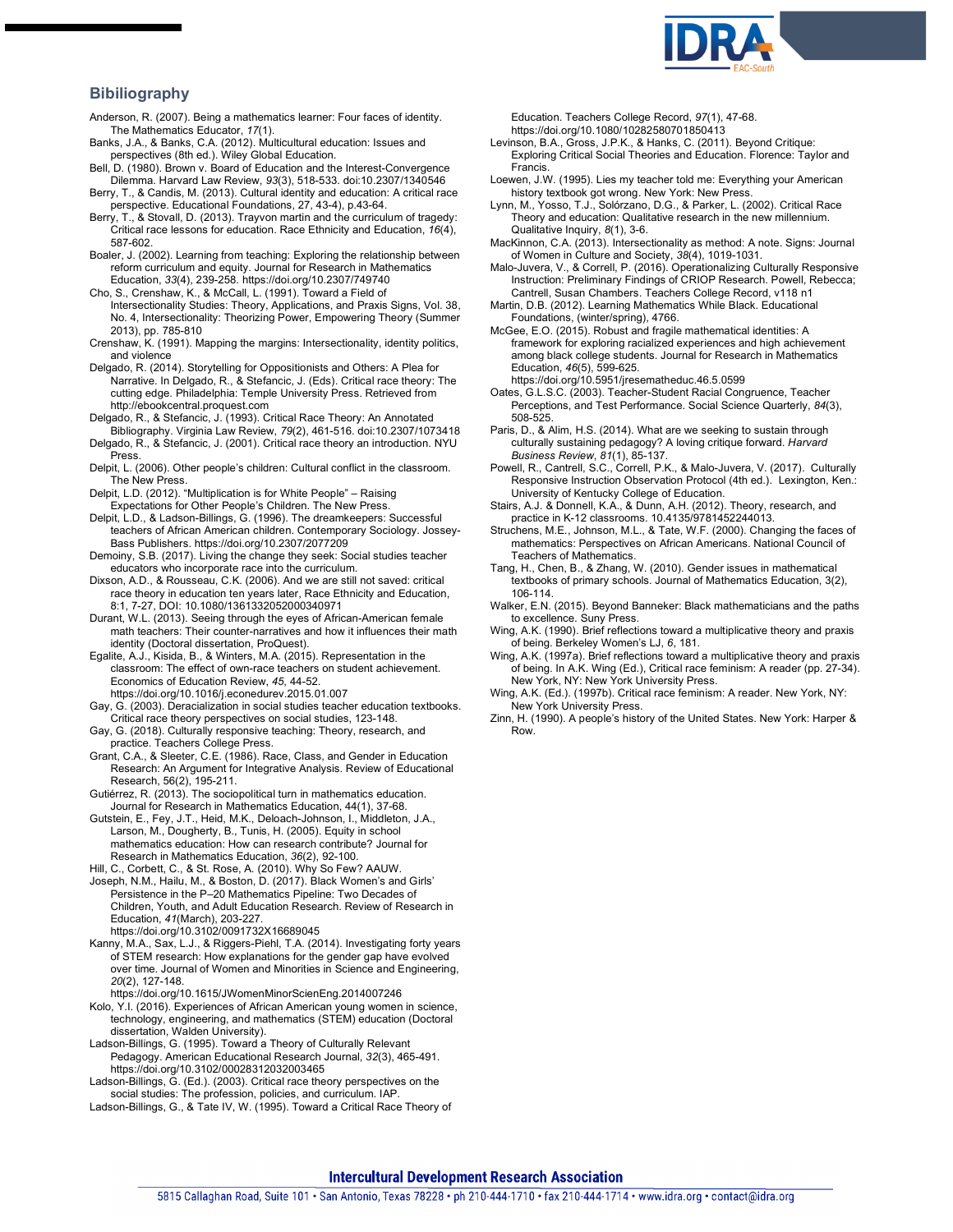## Bibiliography

Anderson, R. (2007). Being a mathematics learner: Four faces of identity. The Mathematics Educator, *17*(1).

Banks, J.A., & Banks, C.A. (2012). Multicultural education: Issues and perspectives (8th ed.). Wiley Global Education.

Bell, D. (1980). Brown v. Board of Education and the Interest-Convergence Dilemma. Harvard Law Review, *93*(3), 518-533. doi:10.2307/1340546

Berry, T., & Candis, M. (2013). Cultural identity and education: A critical race perspective. Educational Foundations, 27, 43-4), p.43-64.

Berry, T., & Stovall, D. (2013). Trayvon martin and the curriculum of tragedy: Critical race lessons for education. Race Ethnicity and Education, *16*(4), 587-602.

Boaler, J. (2002). Learning from teaching: Exploring the relationship between reform curriculum and equity. Journal for Research in Mathematics Education, *33*(4), 239-258. https://doi.org/10.2307/749740

Cho, S., Crenshaw, K., & McCall, L. (1991). Toward a Field of Intersectionality Studies: Theory, Applications, and Praxis Signs, Vol. 38, No. 4, Intersectionality: Theorizing Power, Empowering Theory (Summer 2013), pp. 785-810

Crenshaw, K. (1991). Mapping the margins: Intersectionality, identity politics, and violence

Delgado, R. (2014). Storytelling for Oppositionists and Others: A Plea for Narrative. In Delgado, R., & Stefancic, J. (Eds). Critical race theory: The cutting edge. Philadelphia: Temple University Press. Retrieved from http://ebookcentral.proquest.com

Delgado, R., & Stefancic, J. (1993). Critical Race Theory: An Annotated Bibliography. Virginia Law Review, *79*(2), 461-516. doi:10.2307/1073418

Delgado, R., & Stefancic, J. (2001). Critical race theory an introduction. NYU Press.

Delpit, L. (2006). Other people's children: Cultural conflict in the classroom. The New Press.

Delpit, L.D. (2012). "Multiplication is for White People" – Raising Expectations for Other People's Children. The New Press.

Delpit, L.D., & Ladson-Billings, G. (1996). The dreamkeepers: Successful teachers of African American children. Contemporary Sociology. Jossey-Bass Publishers. https://doi.org/10.2307/2077209

Demoiny, S.B. (2017). Living the change they seek: Social studies teacher educators who incorporate race into the curriculum.

Dixson, A.D., & Rousseau, C.K. (2006). And we are still not saved: critical race theory in education ten years later, Race Ethnicity and Education, 8:1, 7-27, DOI: 10.1080/1361332052000340971

Durant, W.L. (2013). Seeing through the eyes of African-American female math teachers: Their counter-narratives and how it influences their math identity (Doctoral dissertation, ProQuest).

Egalite, A.J., Kisida, B., & Winters, M.A. (2015). Representation in the classroom: The effect of own-race teachers on student achievement. Economics of Education Review, *45*, 44-52. https://doi.org/10.1016/j.econedurev.2015.01.007

Gay, G. (2003). Deracialization in social studies teacher education textbooks. Critical race theory perspectives on social studies, 123-148.

Gay, G. (2018). Culturally responsive teaching: Theory, research, and practice. Teachers College Press.

Grant, C.A., & Sleeter, C.E. (1986). Race, Class, and Gender in Education Research: An Argument for Integrative Analysis. Review of Educational Research, 56(2), 195-211.

Gutiérrez, R. (2013). The sociopolitical turn in mathematics education. Journal for Research in Mathematics Education, 44(1), 37-68.

Gutstein, E., Fey, J.T., Heid, M.K., Deloach-Johnson, I., Middleton, J.A., Larson, M., Dougherty, B., Tunis, H. (2005). Equity in school mathematics education: How can research contribute? Journal for Research in Mathematics Education, *36*(2), 92-100.

Hill, C., Corbett, C., & St. Rose, A. (2010). Why So Few? AAUW.

Joseph, N.M., Hailu, M., & Boston, D. (2017). Black Women's and Girls' Persistence in the P–20 Mathematics Pipeline: Two Decades of Children, Youth, and Adult Education Research. Review of Research in Education, *41*(March), 203-227. https://doi.org/10.3102/0091732X16689045

Kanny, M.A., Sax, L.J., & Riggers-Piehl, T.A. (2014). Investigating forty years of STEM research: How explanations for the gender gap have evolved over time. Journal of Women and Minorities in Science and Engineering, *20*(2), 127-148. https://doi.org/10.1615/JWomenMinorScienEng.2014007246

Kolo, Y.I. (2016). Experiences of African American young women in science, technology, engineering, and mathematics (STEM) education (Doctoral dissertation, Walden University).

Ladson-Billings, G. (1995). Toward a Theory of Culturally Relevant Pedagogy. American Educational Research Journal, *32*(3), 465-491. https://doi.org/10.3102/00028312032003465

Ladson-Billings, G. (Ed.). (2003). Critical race theory perspectives on the social studies: The profession, policies, and curriculum. IAP.

Ladson-Billings, G., & Tate IV, W. (1995). Toward a Critical Race Theory of Education. Teachers College Record, *97*(1), 47-68. https://doi.org/10.1080/10282580701850413

Levinson, B.A., Gross, J.P.K., & Hanks, C. (2011). Beyond Critique: Exploring Critical Social Theories and Education. Florence: Taylor and Francis.

Loewen, J.W. (1995). Lies my teacher told me: Everything your American history textbook got wrong. New York: New Press.

Lynn, M., Yosso, T.J., Solórzano, D.G., & Parker, L. (2002). Critical Race Theory and education: Qualitative research in the new millennium. Qualitative Inquiry, *8*(1), 3-6.

MacKinnon, C.A. (2013). Intersectionality as method: A note. Signs: Journal of Women in Culture and Society, *38*(4), 1019-1031.

Malo-Juvera, V., & Correll, P. (2016). Operationalizing Culturally Responsive Instruction: Preliminary Findings of CRIOP Research. Powell, Rebecca; Cantrell, Susan Chambers. Teachers College Record, v118 n1

Martin, D.B. (2012). Learning Mathematics While Black. Educational Foundations, (winter/spring), 4766.

McGee, E.O. (2015). Robust and fragile mathematical identities: A framework for exploring racialized experiences and high achievement among black college students. Journal for Research in Mathematics Education, *46*(5), 599-625. https://doi.org/10.5951/jresematheduc.46.5.0599

Oates, G.L.S.C. (2003). Teacher-Student Racial Congruence, Teacher Perceptions, and Test Performance. Social Science Quarterly, *84*(3), 508-525.

Paris, D., & Alim, H.S. (2014). What are we seeking to sustain through culturally sustaining pedagogy? A loving critique forward. *Harvard Business Review*, *81*(1), 85-137.

Powell, R., Cantrell, S.C., Correll, P.K., & Malo-Juvera, V. (2017). Culturally Responsive Instruction Observation Protocol (4th ed.). Lexington, Ken.: University of Kentucky College of Education.

Stairs, A.J. & Donnell, K.A., & Dunn, A.H. (2012). Theory, research, and practice in K-12 classrooms. 10.4135/9781452244013.

Struchens, M.E., Johnson, M.L., & Tate, W.F. (2000). Changing the faces of mathematics: Perspectives on African Americans. National Council of Teachers of Mathematics.

Tang, H., Chen, B., & Zhang, W. (2010). Gender issues in mathematical textbooks of primary schools. Journal of Mathematics Education, 3(2), 106-114.

Walker, E.N. (2015). Beyond Banneker: Black mathematicians and the paths to excellence. Suny Press.

Wing, A.K. (1990). Brief reflections toward a multiplicative theory and praxis of being. Berkeley Women's LJ, *6*, 181.

Wing, A.K. (1997a). Brief reflections toward a multiplicative theory and praxis of being. In A.K. Wing (Ed.), Critical race feminism: A reader (pp. 27-34). New York, NY: New York University Press.

Wing, A.K. (Ed.). (1997b). Critical race feminism: A reader. New York, NY: New York University Press.

Zinn, H. (1990). A people's history of the United States. New York: Harper & Row.